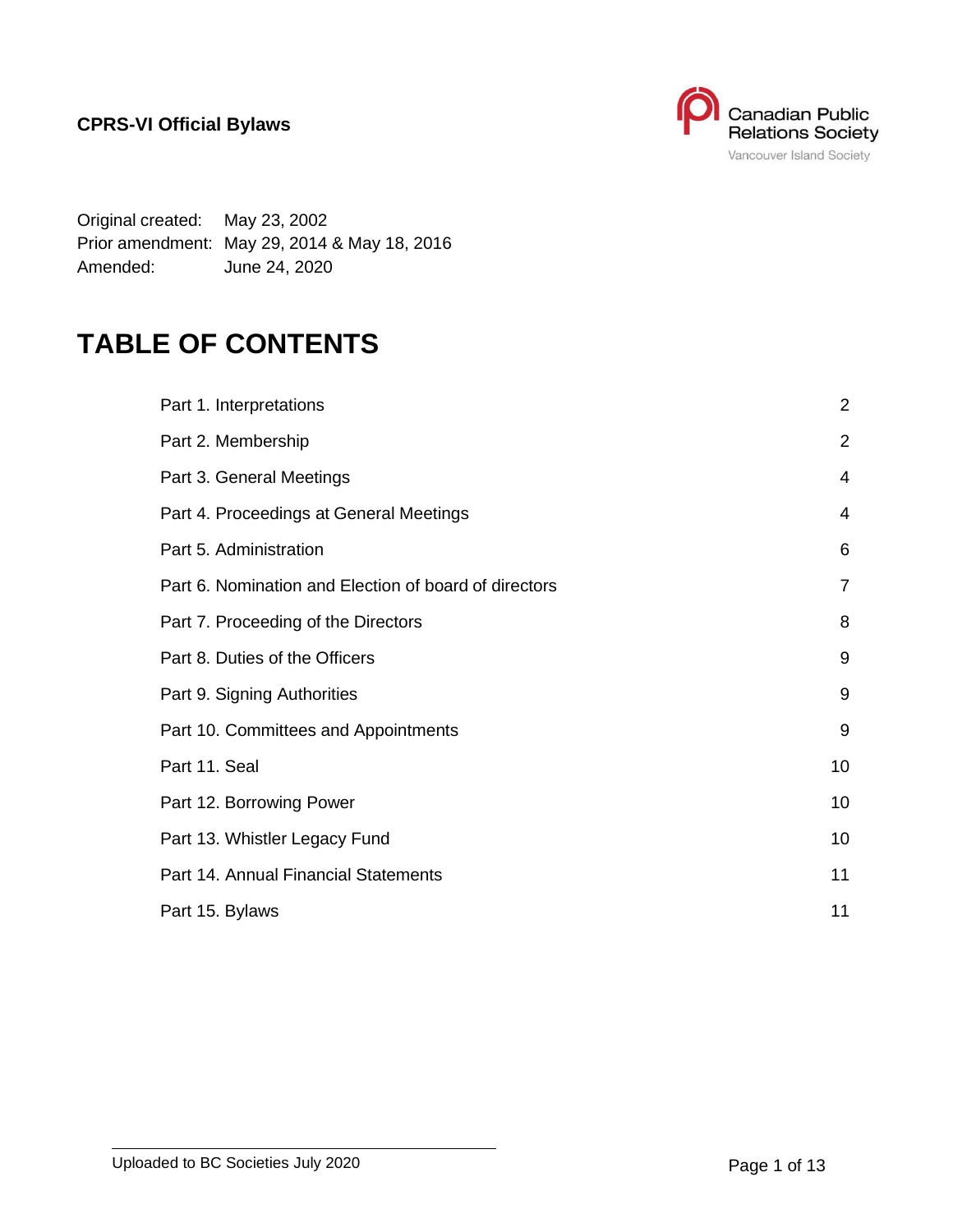**CPRS-VI Official Bylaws**

Canadian Public Relations Society
Vancouver Island Society

Original created: May 23, 2002
Prior amendment: May 29, 2014 & May 18, 2016
Amended: June 24, 2020

# TABLE OF CONTENTS

| | |
|---|---|
| Part 1. Interpretations | 2 |
| Part 2. Membership | 2 |
| Part 3. General Meetings | 4 |
| Part 4. Proceedings at General Meetings | 4 |
| Part 5. Administration | 6 |
| Part 6. Nomination and Election of board of directors | 7 |
| Part 7. Proceeding of the Directors | 8 |
| Part 8. Duties of the Officers | 9 |
| Part 9. Signing Authorities | 9 |
| Part 10. Committees and Appointments | 9 |
| Part 11. Seal | 10 |
| Part 12. Borrowing Power | 10 |
| Part 13. Whistler Legacy Fund | 10 |
| Part 14. Annual Financial Statements | 11 |
| Part 15. Bylaws | 11 |

Uploaded to BC Societies July 2020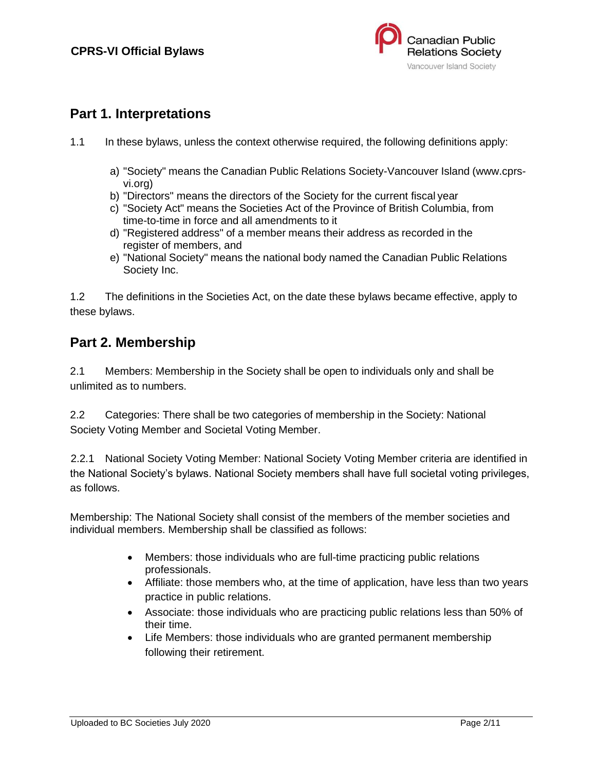## Part 1. Interpretations

1.1 In these bylaws, unless the context otherwise required, the following definitions apply:

a) "Society" means the Canadian Public Relations Society-Vancouver Island (www.cprs-vi.org)
b) "Directors" means the directors of the Society for the current fiscal year
c) "Society Act" means the Societies Act of the Province of British Columbia, from time-to-time in force and all amendments to it
d) "Registered address" of a member means their address as recorded in the register of members, and
e) "National Society" means the national body named the Canadian Public Relations Society Inc.

1.2 The definitions in the Societies Act, on the date these bylaws became effective, apply to these bylaws.

## Part 2. Membership

2.1 Members: Membership in the Society shall be open to individuals only and shall be unlimited as to numbers.

2.2 Categories: There shall be two categories of membership in the Society: National Society Voting Member and Societal Voting Member.

2.2.1 National Society Voting Member: National Society Voting Member criteria are identified in the National Society's bylaws. National Society members shall have full societal voting privileges, as follows.

Membership: The National Society shall consist of the members of the member societies and individual members. Membership shall be classified as follows:

- Members: those individuals who are full-time practicing public relations professionals.
- Affiliate: those members who, at the time of application, have less than two years practice in public relations.
- Associate: those individuals who are practicing public relations less than 50% of their time.
- Life Members: those individuals who are granted permanent membership following their retirement.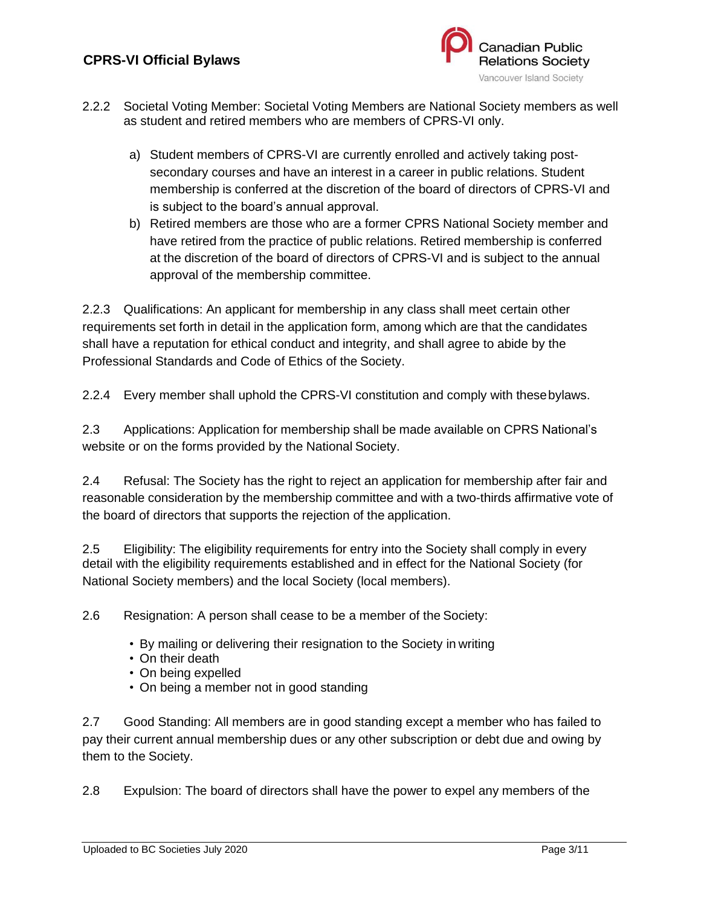2.2.2 Societal Voting Member: Societal Voting Members are National Society members as well as student and retired members who are members of CPRS-VI only.

a) Student members of CPRS-VI are currently enrolled and actively taking post-secondary courses and have an interest in a career in public relations. Student membership is conferred at the discretion of the board of directors of CPRS-VI and is subject to the board's annual approval.
b) Retired members are those who are a former CPRS National Society member and have retired from the practice of public relations. Retired membership is conferred at the discretion of the board of directors of CPRS-VI and is subject to the annual approval of the membership committee.

2.2.3 Qualifications: An applicant for membership in any class shall meet certain other requirements set forth in detail in the application form, among which are that the candidates shall have a reputation for ethical conduct and integrity, and shall agree to abide by the Professional Standards and Code of Ethics of the Society.

2.2.4 Every member shall uphold the CPRS-VI constitution and comply with these bylaws.

2.3 Applications: Application for membership shall be made available on CPRS National's website or on the forms provided by the National Society.

2.4 Refusal: The Society has the right to reject an application for membership after fair and reasonable consideration by the membership committee and with a two-thirds affirmative vote of the board of directors that supports the rejection of the application.

2.5 Eligibility: The eligibility requirements for entry into the Society shall comply in every detail with the eligibility requirements established and in effect for the National Society (for National Society members) and the local Society (local members).

2.6 Resignation: A person shall cease to be a member of the Society:

- By mailing or delivering their resignation to the Society in writing
- On their death
- On being expelled
- On being a member not in good standing

2.7 Good Standing: All members are in good standing except a member who has failed to pay their current annual membership dues or any other subscription or debt due and owing by them to the Society.

2.8 Expulsion: The board of directors shall have the power to expel any members of the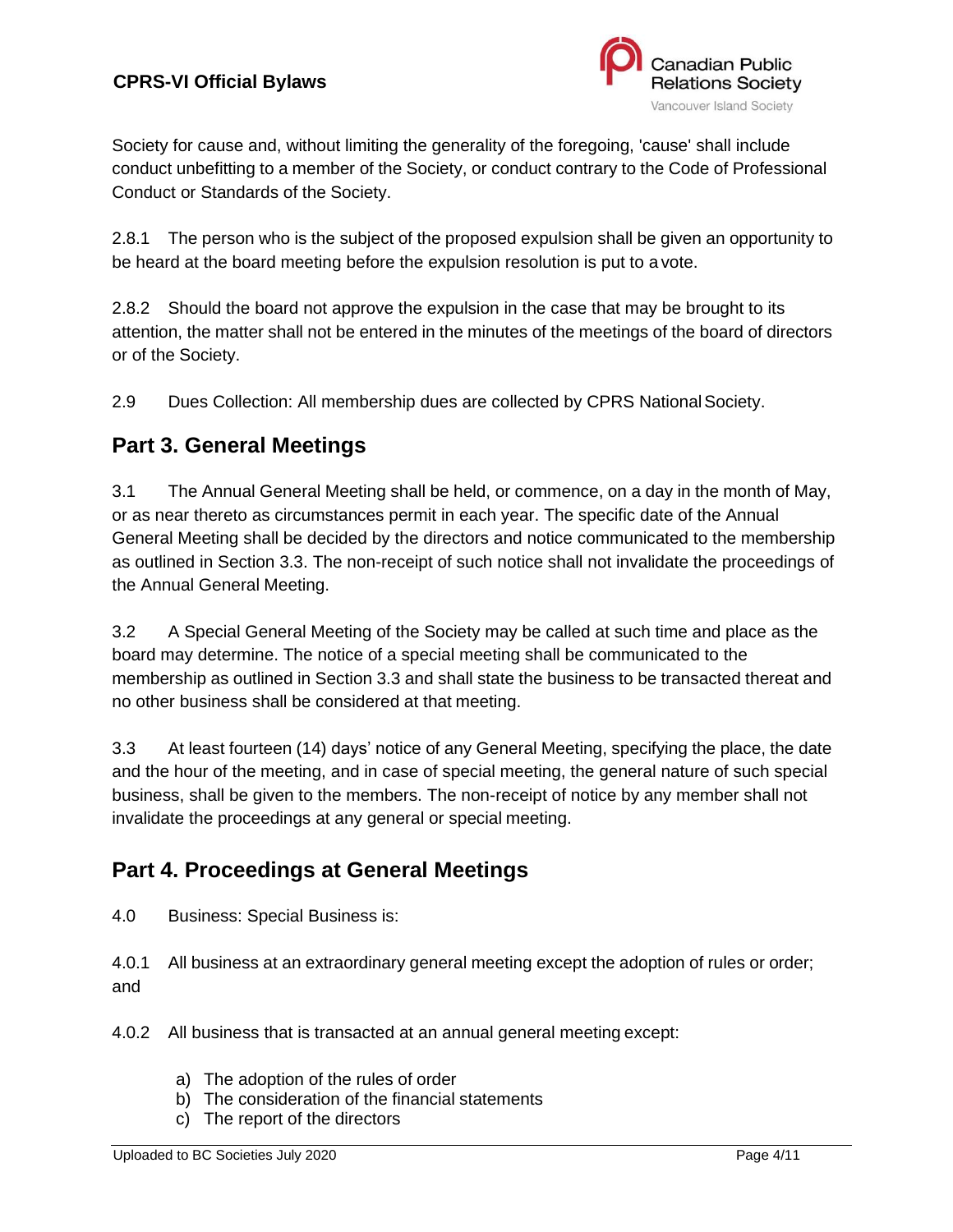Society for cause and, without limiting the generality of the foregoing, 'cause' shall include conduct unbefitting to a member of the Society, or conduct contrary to the Code of Professional Conduct or Standards of the Society.

2.8.1 The person who is the subject of the proposed expulsion shall be given an opportunity to be heard at the board meeting before the expulsion resolution is put to a vote.

2.8.2 Should the board not approve the expulsion in the case that may be brought to its attention, the matter shall not be entered in the minutes of the meetings of the board of directors or of the Society.

2.9 Dues Collection: All membership dues are collected by CPRS National Society.

## Part 3. General Meetings

3.1 The Annual General Meeting shall be held, or commence, on a day in the month of May, or as near thereto as circumstances permit in each year. The specific date of the Annual General Meeting shall be decided by the directors and notice communicated to the membership as outlined in Section 3.3. The non-receipt of such notice shall not invalidate the proceedings of the Annual General Meeting.

3.2 A Special General Meeting of the Society may be called at such time and place as the board may determine. The notice of a special meeting shall be communicated to the membership as outlined in Section 3.3 and shall state the business to be transacted thereat and no other business shall be considered at that meeting.

3.3 At least fourteen (14) days' notice of any General Meeting, specifying the place, the date and the hour of the meeting, and in case of special meeting, the general nature of such special business, shall be given to the members. The non-receipt of notice by any member shall not invalidate the proceedings at any general or special meeting.

## Part 4. Proceedings at General Meetings

4.0 Business: Special Business is:

4.0.1 All business at an extraordinary general meeting except the adoption of rules or order; and

4.0.2 All business that is transacted at an annual general meeting except:

a) The adoption of the rules of order
b) The consideration of the financial statements
c) The report of the directors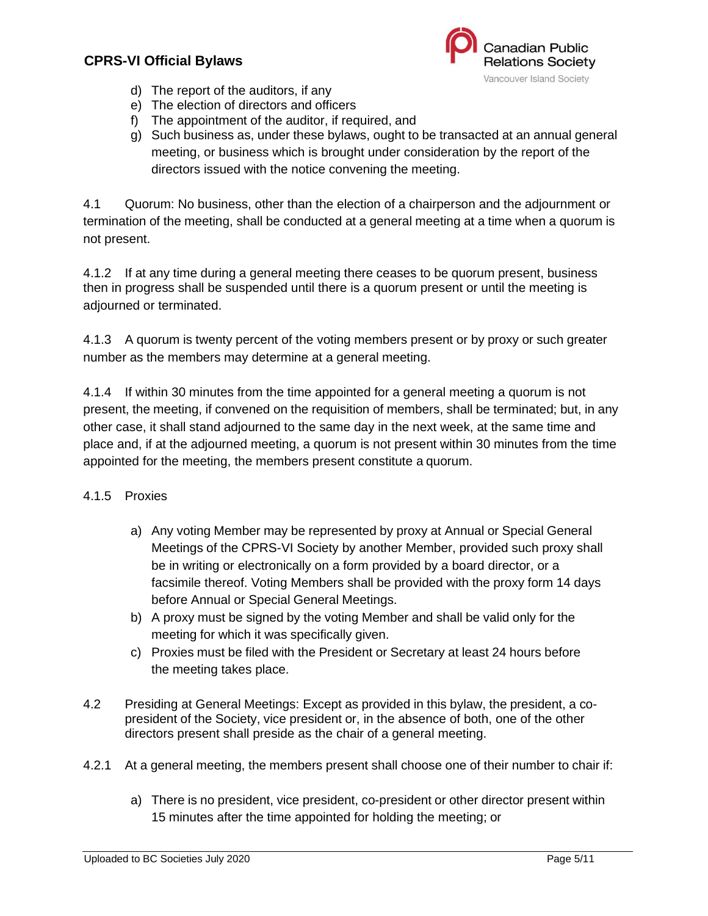d) The report of the auditors, if any
e) The election of directors and officers
f) The appointment of the auditor, if required, and
g) Such business as, under these bylaws, ought to be transacted at an annual general meeting, or business which is brought under consideration by the report of the directors issued with the notice convening the meeting.

4.1 Quorum: No business, other than the election of a chairperson and the adjournment or termination of the meeting, shall be conducted at a general meeting at a time when a quorum is not present.

4.1.2 If at any time during a general meeting there ceases to be quorum present, business then in progress shall be suspended until there is a quorum present or until the meeting is adjourned or terminated.

4.1.3 A quorum is twenty percent of the voting members present or by proxy or such greater number as the members may determine at a general meeting.

4.1.4 If within 30 minutes from the time appointed for a general meeting a quorum is not present, the meeting, if convened on the requisition of members, shall be terminated; but, in any other case, it shall stand adjourned to the same day in the next week, at the same time and place and, if at the adjourned meeting, a quorum is not present within 30 minutes from the time appointed for the meeting, the members present constitute a quorum.

4.1.5 Proxies

a) Any voting Member may be represented by proxy at Annual or Special General Meetings of the CPRS-VI Society by another Member, provided such proxy shall be in writing or electronically on a form provided by a board director, or a facsimile thereof. Voting Members shall be provided with the proxy form 14 days before Annual or Special General Meetings.
b) A proxy must be signed by the voting Member and shall be valid only for the meeting for which it was specifically given.
c) Proxies must be filed with the President or Secretary at least 24 hours before the meeting takes place.

4.2 Presiding at General Meetings: Except as provided in this bylaw, the president, a co-president of the Society, vice president or, in the absence of both, one of the other directors present shall preside as the chair of a general meeting.

4.2.1 At a general meeting, the members present shall choose one of their number to chair if:

a) There is no president, vice president, co-president or other director present within 15 minutes after the time appointed for holding the meeting; or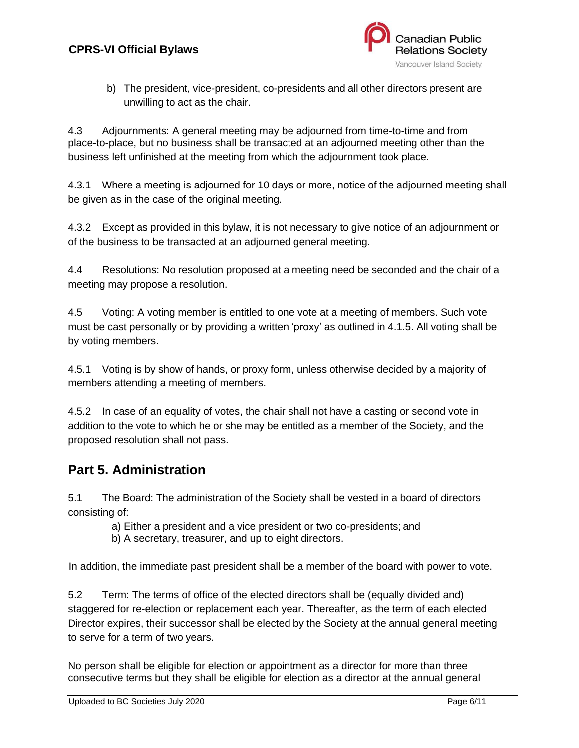b) The president, vice-president, co-presidents and all other directors present are unwilling to act as the chair.

4.3 Adjournments: A general meeting may be adjourned from time-to-time and from place-to-place, but no business shall be transacted at an adjourned meeting other than the business left unfinished at the meeting from which the adjournment took place.

4.3.1 Where a meeting is adjourned for 10 days or more, notice of the adjourned meeting shall be given as in the case of the original meeting.

4.3.2 Except as provided in this bylaw, it is not necessary to give notice of an adjournment or of the business to be transacted at an adjourned general meeting.

4.4 Resolutions: No resolution proposed at a meeting need be seconded and the chair of a meeting may propose a resolution.

4.5 Voting: A voting member is entitled to one vote at a meeting of members. Such vote must be cast personally or by providing a written 'proxy' as outlined in 4.1.5. All voting shall be by voting members.

4.5.1 Voting is by show of hands, or proxy form, unless otherwise decided by a majority of members attending a meeting of members.

4.5.2 In case of an equality of votes, the chair shall not have a casting or second vote in addition to the vote to which he or she may be entitled as a member of the Society, and the proposed resolution shall not pass.

## Part 5. Administration

5.1 The Board: The administration of the Society shall be vested in a board of directors consisting of:

a) Either a president and a vice president or two co-presidents; and
b) A secretary, treasurer, and up to eight directors.

In addition, the immediate past president shall be a member of the board with power to vote.

5.2 Term: The terms of office of the elected directors shall be (equally divided and) staggered for re-election or replacement each year. Thereafter, as the term of each elected Director expires, their successor shall be elected by the Society at the annual general meeting to serve for a term of two years.

No person shall be eligible for election or appointment as a director for more than three consecutive terms but they shall be eligible for election as a director at the annual general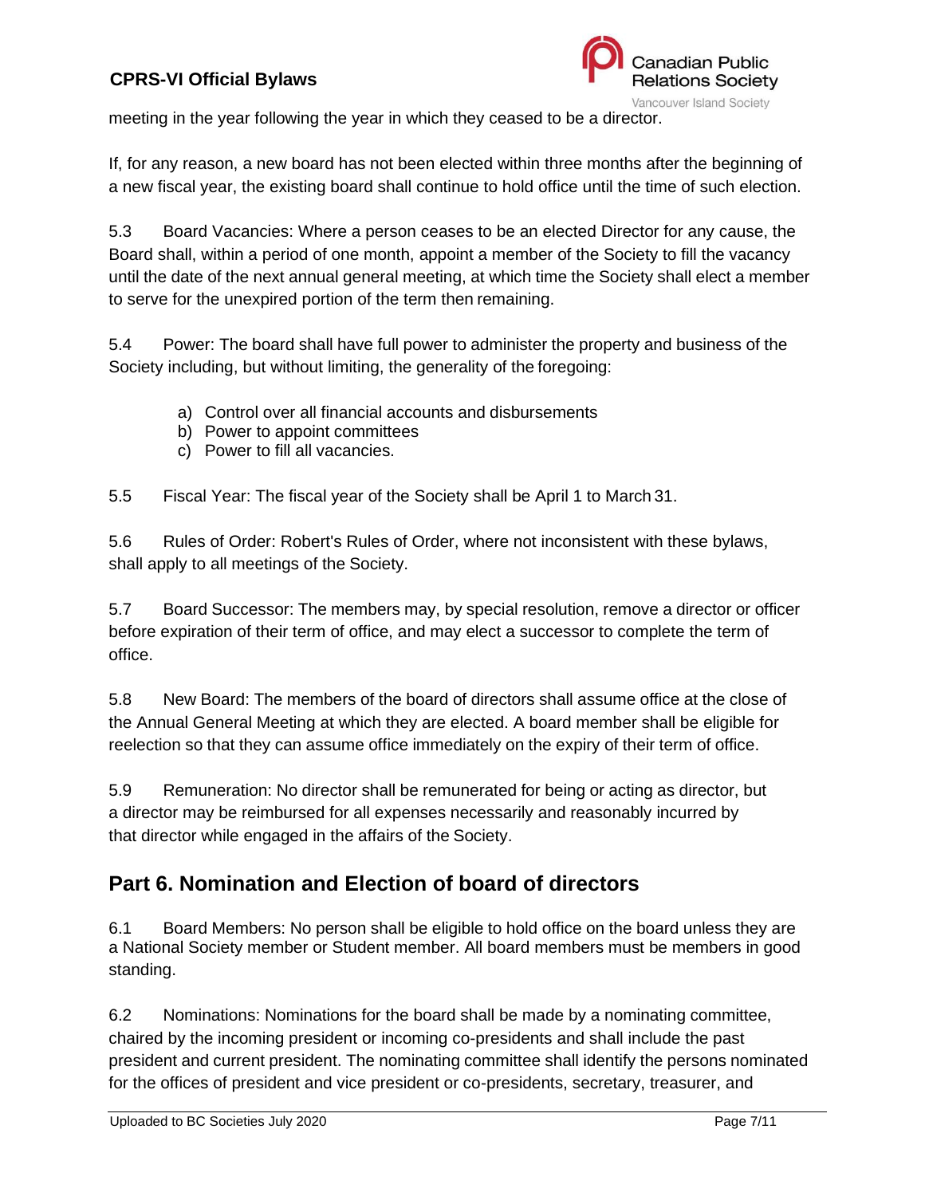meeting in the year following the year in which they ceased to be a director.

If, for any reason, a new board has not been elected within three months after the beginning of a new fiscal year, the existing board shall continue to hold office until the time of such election.

5.3 Board Vacancies: Where a person ceases to be an elected Director for any cause, the Board shall, within a period of one month, appoint a member of the Society to fill the vacancy until the date of the next annual general meeting, at which time the Society shall elect a member to serve for the unexpired portion of the term then remaining.

5.4 Power: The board shall have full power to administer the property and business of the Society including, but without limiting, the generality of the foregoing:

a) Control over all financial accounts and disbursements
b) Power to appoint committees
c) Power to fill all vacancies.

5.5 Fiscal Year: The fiscal year of the Society shall be April 1 to March 31.

5.6 Rules of Order: Robert's Rules of Order, where not inconsistent with these bylaws, shall apply to all meetings of the Society.

5.7 Board Successor: The members may, by special resolution, remove a director or officer before expiration of their term of office, and may elect a successor to complete the term of office.

5.8 New Board: The members of the board of directors shall assume office at the close of the Annual General Meeting at which they are elected. A board member shall be eligible for reelection so that they can assume office immediately on the expiry of their term of office.

5.9 Remuneration: No director shall be remunerated for being or acting as director, but a director may be reimbursed for all expenses necessarily and reasonably incurred by that director while engaged in the affairs of the Society.

## Part 6. Nomination and Election of board of directors

6.1 Board Members: No person shall be eligible to hold office on the board unless they are a National Society member or Student member. All board members must be members in good standing.

6.2 Nominations: Nominations for the board shall be made by a nominating committee, chaired by the incoming president or incoming co-presidents and shall include the past president and current president. The nominating committee shall identify the persons nominated for the offices of president and vice president or co-presidents, secretary, treasurer, and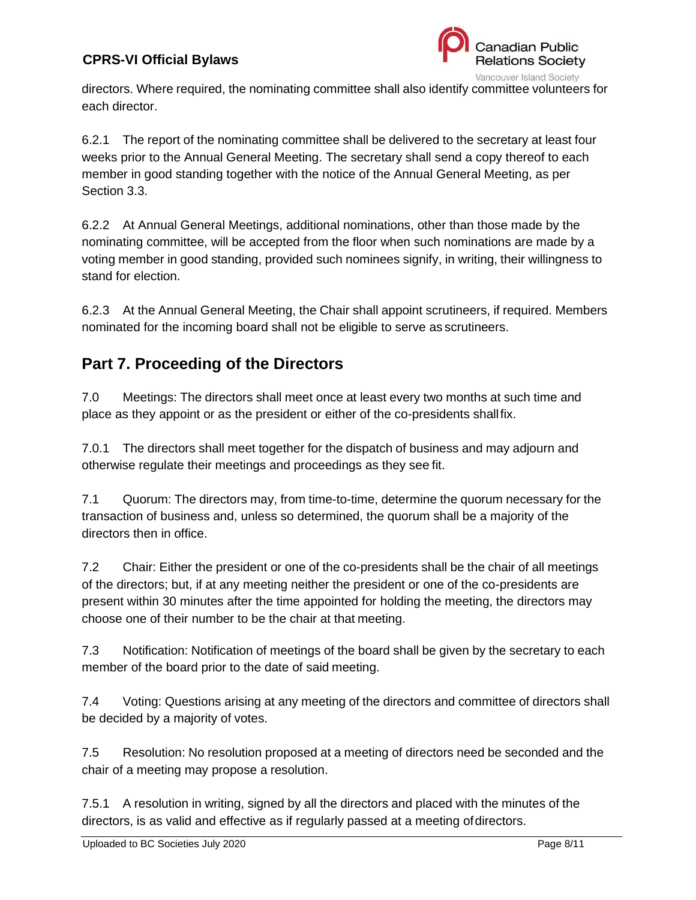directors. Where required, the nominating committee shall also identify committee volunteers for each director.

6.2.1 The report of the nominating committee shall be delivered to the secretary at least four weeks prior to the Annual General Meeting. The secretary shall send a copy thereof to each member in good standing together with the notice of the Annual General Meeting, as per Section 3.3.

6.2.2 At Annual General Meetings, additional nominations, other than those made by the nominating committee, will be accepted from the floor when such nominations are made by a voting member in good standing, provided such nominees signify, in writing, their willingness to stand for election.

6.2.3 At the Annual General Meeting, the Chair shall appoint scrutineers, if required. Members nominated for the incoming board shall not be eligible to serve as scrutineers.

## Part 7. Proceeding of the Directors

7.0 Meetings: The directors shall meet once at least every two months at such time and place as they appoint or as the president or either of the co-presidents shall fix.

7.0.1 The directors shall meet together for the dispatch of business and may adjourn and otherwise regulate their meetings and proceedings as they see fit.

7.1 Quorum: The directors may, from time-to-time, determine the quorum necessary for the transaction of business and, unless so determined, the quorum shall be a majority of the directors then in office.

7.2 Chair: Either the president or one of the co-presidents shall be the chair of all meetings of the directors; but, if at any meeting neither the president or one of the co-presidents are present within 30 minutes after the time appointed for holding the meeting, the directors may choose one of their number to be the chair at that meeting.

7.3 Notification: Notification of meetings of the board shall be given by the secretary to each member of the board prior to the date of said meeting.

7.4 Voting: Questions arising at any meeting of the directors and committee of directors shall be decided by a majority of votes.

7.5 Resolution: No resolution proposed at a meeting of directors need be seconded and the chair of a meeting may propose a resolution.

7.5.1 A resolution in writing, signed by all the directors and placed with the minutes of the directors, is as valid and effective as if regularly passed at a meeting of directors.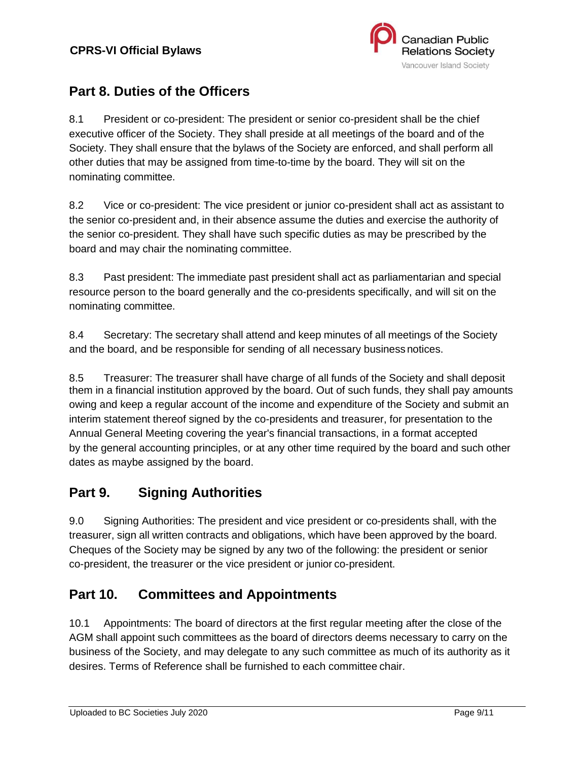## Part 8. Duties of the Officers

8.1 President or co-president: The president or senior co-president shall be the chief executive officer of the Society. They shall preside at all meetings of the board and of the Society. They shall ensure that the bylaws of the Society are enforced, and shall perform all other duties that may be assigned from time-to-time by the board. They will sit on the nominating committee.

8.2 Vice or co-president: The vice president or junior co-president shall act as assistant to the senior co-president and, in their absence assume the duties and exercise the authority of the senior co-president. They shall have such specific duties as may be prescribed by the board and may chair the nominating committee.

8.3 Past president: The immediate past president shall act as parliamentarian and special resource person to the board generally and the co-presidents specifically, and will sit on the nominating committee.

8.4 Secretary: The secretary shall attend and keep minutes of all meetings of the Society and the board, and be responsible for sending of all necessary business notices.

8.5 Treasurer: The treasurer shall have charge of all funds of the Society and shall deposit them in a financial institution approved by the board. Out of such funds, they shall pay amounts owing and keep a regular account of the income and expenditure of the Society and submit an interim statement thereof signed by the co-presidents and treasurer, for presentation to the Annual General Meeting covering the year's financial transactions, in a format accepted by the general accounting principles, or at any other time required by the board and such other dates as maybe assigned by the board.

## Part 9. Signing Authorities

9.0 Signing Authorities: The president and vice president or co-presidents shall, with the treasurer, sign all written contracts and obligations, which have been approved by the board. Cheques of the Society may be signed by any two of the following: the president or senior co-president, the treasurer or the vice president or junior co-president.

## Part 10. Committees and Appointments

10.1 Appointments: The board of directors at the first regular meeting after the close of the AGM shall appoint such committees as the board of directors deems necessary to carry on the business of the Society, and may delegate to any such committee as much of its authority as it desires. Terms of Reference shall be furnished to each committee chair.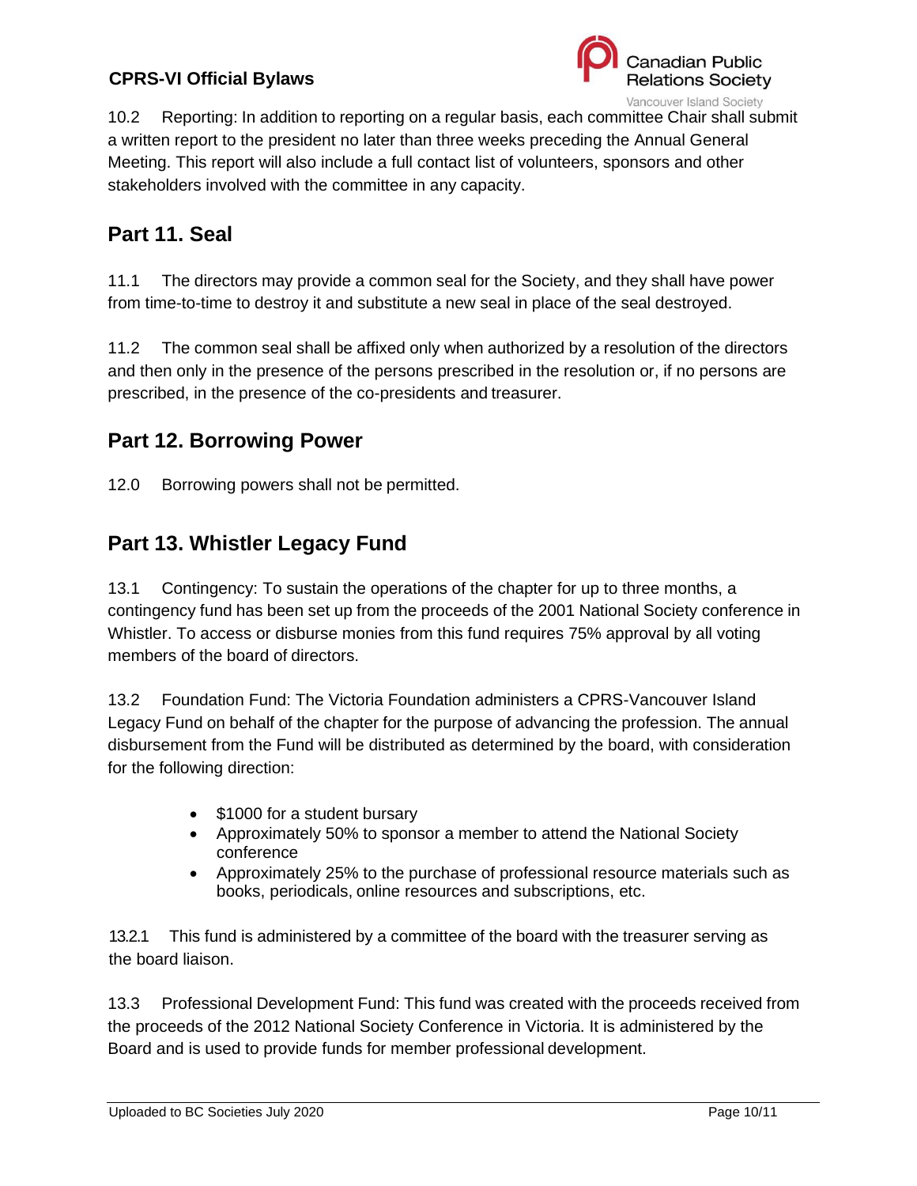10.2 Reporting: In addition to reporting on a regular basis, each committee Chair shall submit a written report to the president no later than three weeks preceding the Annual General Meeting. This report will also include a full contact list of volunteers, sponsors and other stakeholders involved with the committee in any capacity.

## Part 11. Seal

11.1 The directors may provide a common seal for the Society, and they shall have power from time-to-time to destroy it and substitute a new seal in place of the seal destroyed.

11.2 The common seal shall be affixed only when authorized by a resolution of the directors and then only in the presence of the persons prescribed in the resolution or, if no persons are prescribed, in the presence of the co-presidents and treasurer.

## Part 12. Borrowing Power

12.0 Borrowing powers shall not be permitted.

## Part 13. Whistler Legacy Fund

13.1 Contingency: To sustain the operations of the chapter for up to three months, a contingency fund has been set up from the proceeds of the 2001 National Society conference in Whistler. To access or disburse monies from this fund requires 75% approval by all voting members of the board of directors.

13.2 Foundation Fund: The Victoria Foundation administers a CPRS-Vancouver Island Legacy Fund on behalf of the chapter for the purpose of advancing the profession. The annual disbursement from the Fund will be distributed as determined by the board, with consideration for the following direction:

- $1000 for a student bursary
- Approximately 50% to sponsor a member to attend the National Society conference
- Approximately 25% to the purchase of professional resource materials such as books, periodicals, online resources and subscriptions, etc.

13.2.1 This fund is administered by a committee of the board with the treasurer serving as the board liaison.

13.3 Professional Development Fund: This fund was created with the proceeds received from the proceeds of the 2012 National Society Conference in Victoria. It is administered by the Board and is used to provide funds for member professional development.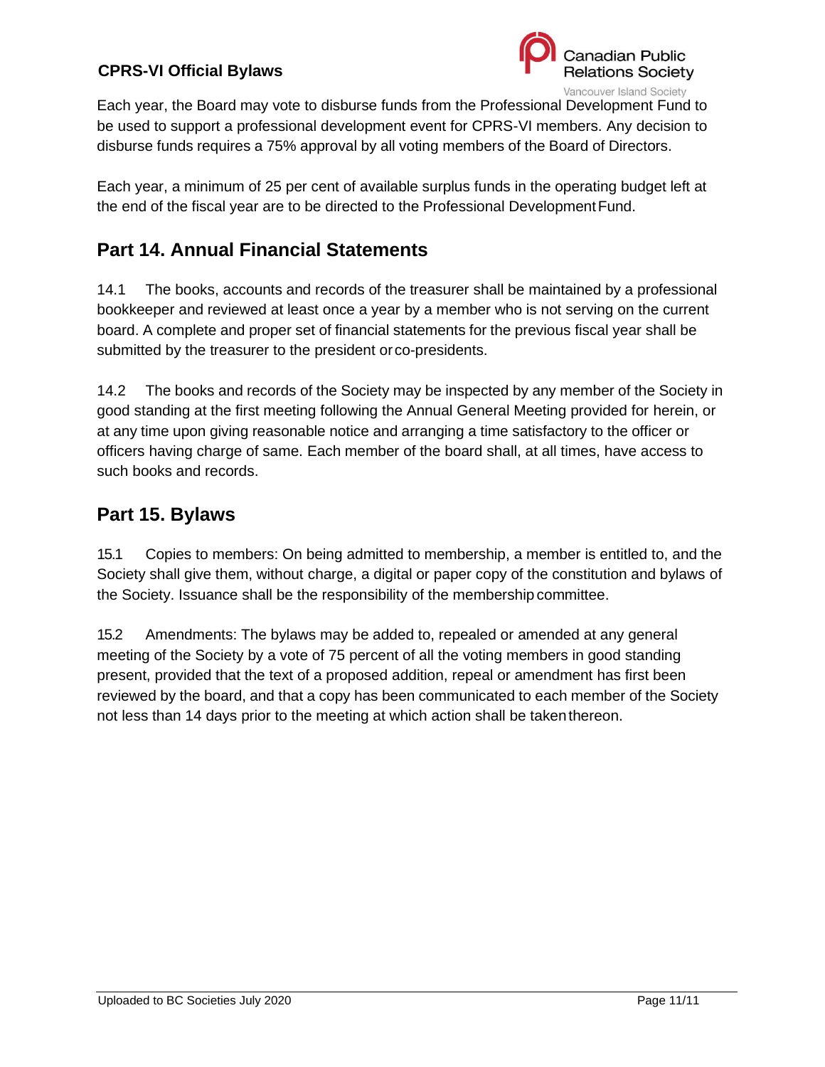Each year, the Board may vote to disburse funds from the Professional Development Fund to be used to support a professional development event for CPRS-VI members. Any decision to disburse funds requires a 75% approval by all voting members of the Board of Directors.

Each year, a minimum of 25 per cent of available surplus funds in the operating budget left at the end of the fiscal year are to be directed to the Professional Development Fund.

## Part 14. Annual Financial Statements

14.1 The books, accounts and records of the treasurer shall be maintained by a professional bookkeeper and reviewed at least once a year by a member who is not serving on the current board. A complete and proper set of financial statements for the previous fiscal year shall be submitted by the treasurer to the president or co-presidents.

14.2 The books and records of the Society may be inspected by any member of the Society in good standing at the first meeting following the Annual General Meeting provided for herein, or at any time upon giving reasonable notice and arranging a time satisfactory to the officer or officers having charge of same. Each member of the board shall, at all times, have access to such books and records.

## Part 15. Bylaws

15.1 Copies to members: On being admitted to membership, a member is entitled to, and the Society shall give them, without charge, a digital or paper copy of the constitution and bylaws of the Society. Issuance shall be the responsibility of the membership committee.

15.2 Amendments: The bylaws may be added to, repealed or amended at any general meeting of the Society by a vote of 75 percent of all the voting members in good standing present, provided that the text of a proposed addition, repeal or amendment has first been reviewed by the board, and that a copy has been communicated to each member of the Society not less than 14 days prior to the meeting at which action shall be taken thereon.